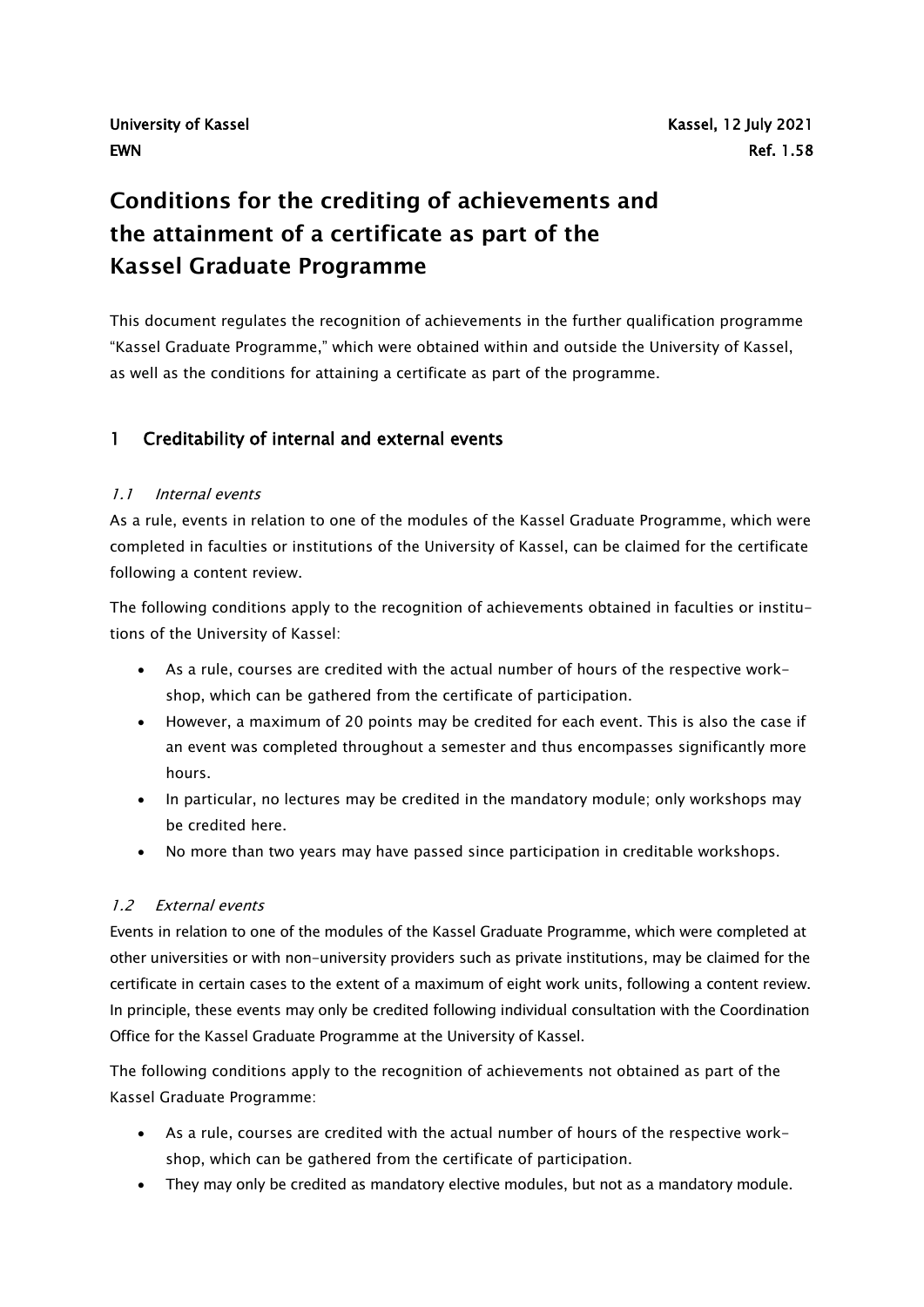University of Kassel
EWN

Kassel, 12 July 2021
Ref. 1.58

# Conditions for the crediting of achievements and the attainment of a certificate as part of the Kassel Graduate Programme

This document regulates the recognition of achievements in the further qualification programme "Kassel Graduate Programme," which were obtained within and outside the University of Kassel, as well as the conditions for attaining a certificate as part of the programme.

## 1 Creditability of internal and external events

### *1.1 Internal events*

As a rule, events in relation to one of the modules of the Kassel Graduate Programme, which were completed in faculties or institutions of the University of Kassel, can be claimed for the certificate following a content review.

The following conditions apply to the recognition of achievements obtained in faculties or institutions of the University of Kassel:

- As a rule, courses are credited with the actual number of hours of the respective workshop, which can be gathered from the certificate of participation.
- However, a maximum of 20 points may be credited for each event. This is also the case if an event was completed throughout a semester and thus encompasses significantly more hours.
- In particular, no lectures may be credited in the mandatory module; only workshops may be credited here.
- No more than two years may have passed since participation in creditable workshops.

### *1.2 External events*

Events in relation to one of the modules of the Kassel Graduate Programme, which were completed at other universities or with non-university providers such as private institutions, may be claimed for the certificate in certain cases to the extent of a maximum of eight work units, following a content review. In principle, these events may only be credited following individual consultation with the Coordination Office for the Kassel Graduate Programme at the University of Kassel.

The following conditions apply to the recognition of achievements not obtained as part of the Kassel Graduate Programme:

- As a rule, courses are credited with the actual number of hours of the respective workshop, which can be gathered from the certificate of participation.
- They may only be credited as mandatory elective modules, but not as a mandatory module.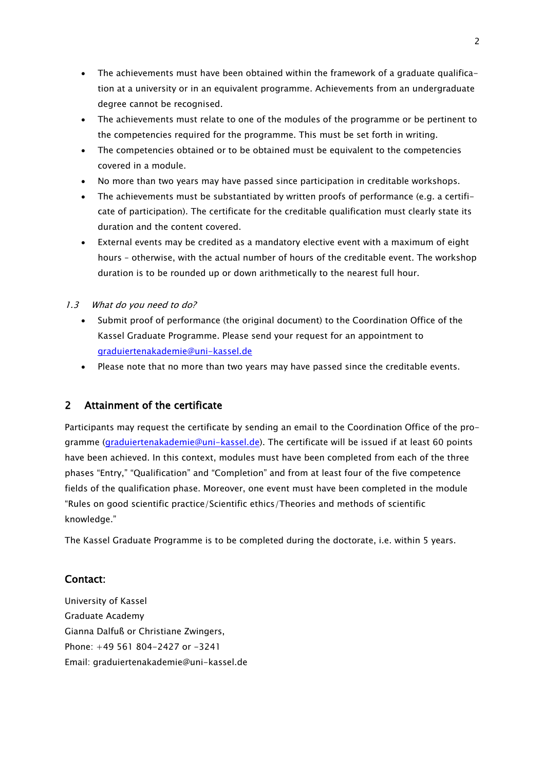- The achievements must have been obtained within the framework of a graduate qualification at a university or in an equivalent programme. Achievements from an undergraduate degree cannot be recognised.
- The achievements must relate to one of the modules of the programme or be pertinent to the competencies required for the programme. This must be set forth in writing.
- The competencies obtained or to be obtained must be equivalent to the competencies covered in a module.
- No more than two years may have passed since participation in creditable workshops.
- The achievements must be substantiated by written proofs of performance (e.g. a certificate of participation). The certificate for the creditable qualification must clearly state its duration and the content covered.
- External events may be credited as a mandatory elective event with a maximum of eight hours – otherwise, with the actual number of hours of the creditable event. The workshop duration is to be rounded up or down arithmetically to the nearest full hour.

### *1.3 What do you need to do?*

- Submit proof of performance (the original document) to the Coordination Office of the Kassel Graduate Programme. Please send your request for an appointment to graduiertenakademie@uni-kassel.de
- Please note that no more than two years may have passed since the creditable events.

## 2 Attainment of the certificate

Participants may request the certificate by sending an email to the Coordination Office of the programme (graduiertenakademie@uni-kassel.de). The certificate will be issued if at least 60 points have been achieved. In this context, modules must have been completed from each of the three phases "Entry," "Qualification" and "Completion" and from at least four of the five competence fields of the qualification phase. Moreover, one event must have been completed in the module "Rules on good scientific practice/Scientific ethics/Theories and methods of scientific knowledge."

The Kassel Graduate Programme is to be completed during the doctorate, i.e. within 5 years.

## Contact:

University of Kassel
Graduate Academy
Gianna Dalfuß or Christiane Zwingers,
Phone: +49 561 804-2427 or -3241
Email: graduiertenakademie@uni-kassel.de